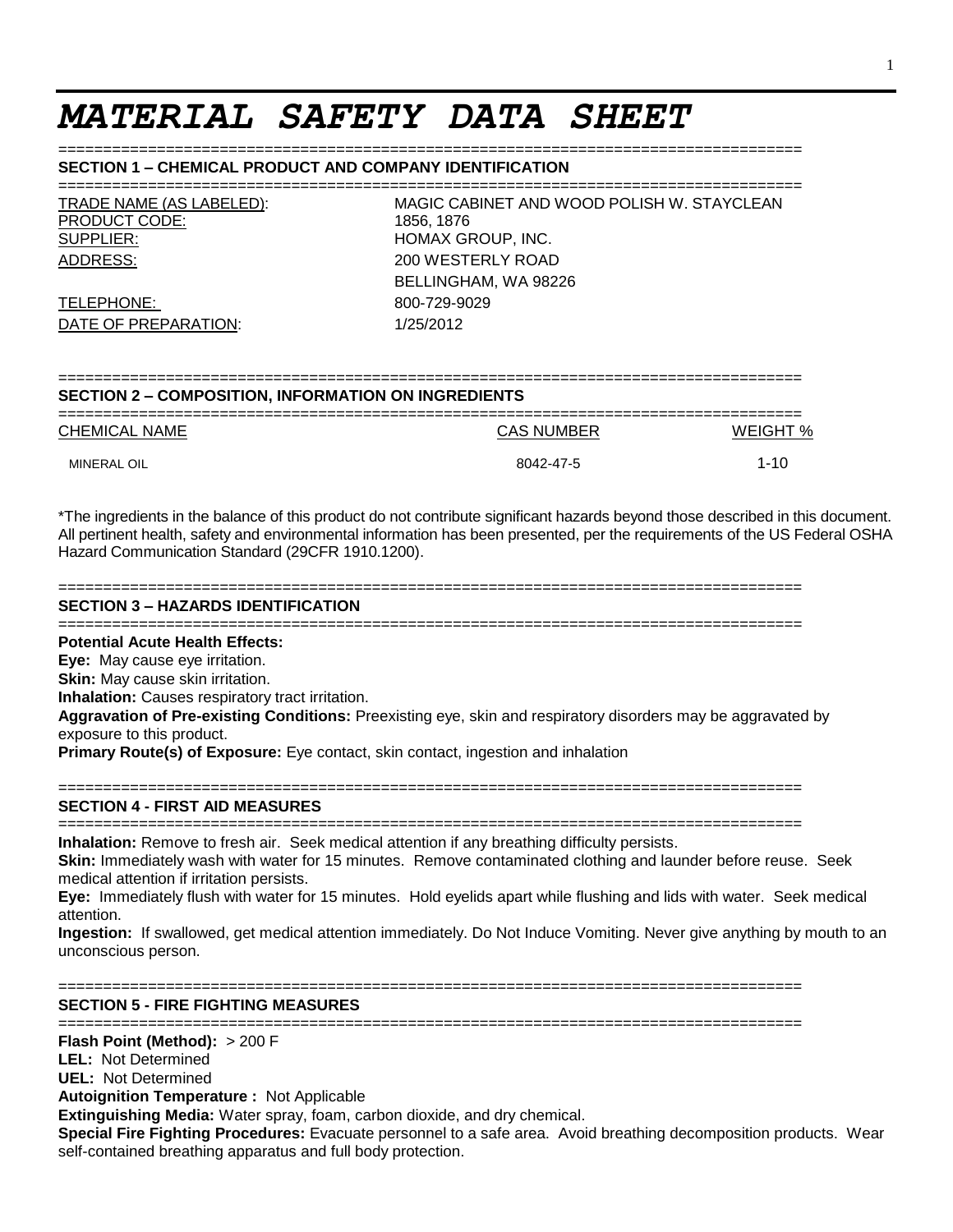# *MATERIAL SAFETY DATA SHEET*

## SECTION 1 – CHEMICAL PRODUCT AND COMPANY IDENTIFICATION

| | |
|---|---|
| TRADE NAME (AS LABELED): | MAGIC CABINET AND WOOD POLISH W. STAYCLEAN |
| PRODUCT CODE: | 1856, 1876 |
| SUPPLIER: | HOMAX GROUP, INC. |
| ADDRESS: | 200 WESTERLY ROAD<br>BELLINGHAM, WA 98226 |
| TELEPHONE: | 800-729-9029 |
| DATE OF PREPARATION: | 1/25/2012 |

## SECTION 2 – COMPOSITION, INFORMATION ON INGREDIENTS

| CHEMICAL NAME | CAS NUMBER | WEIGHT % |
|---|---|---|
| MINERAL OIL | 8042-47-5 | 1-10 |

*The ingredients in the balance of this product do not contribute significant hazards beyond those described in this document. All pertinent health, safety and environmental information has been presented, per the requirements of the US Federal OSHA Hazard Communication Standard (29CFR 1910.1200).

## SECTION 3 – HAZARDS IDENTIFICATION

**Potential Acute Health Effects:**
**Eye:** May cause eye irritation.
**Skin:** May cause skin irritation.
**Inhalation:** Causes respiratory tract irritation.
**Aggravation of Pre-existing Conditions:** Preexisting eye, skin and respiratory disorders may be aggravated by exposure to this product.
**Primary Route(s) of Exposure:** Eye contact, skin contact, ingestion and inhalation

## SECTION 4 - FIRST AID MEASURES

**Inhalation:** Remove to fresh air. Seek medical attention if any breathing difficulty persists.
**Skin:** Immediately wash with water for 15 minutes. Remove contaminated clothing and launder before reuse. Seek medical attention if irritation persists.
**Eye:** Immediately flush with water for 15 minutes. Hold eyelids apart while flushing and lids with water. Seek medical attention.
**Ingestion:** If swallowed, get medical attention immediately. Do Not Induce Vomiting. Never give anything by mouth to an unconscious person.

## SECTION 5 - FIRE FIGHTING MEASURES

**Flash Point (Method):** > 200 F
**LEL:** Not Determined
**UEL:** Not Determined
**Autoignition Temperature :** Not Applicable
**Extinguishing Media:** Water spray, foam, carbon dioxide, and dry chemical.
**Special Fire Fighting Procedures:** Evacuate personnel to a safe area. Avoid breathing decomposition products. Wear self-contained breathing apparatus and full body protection.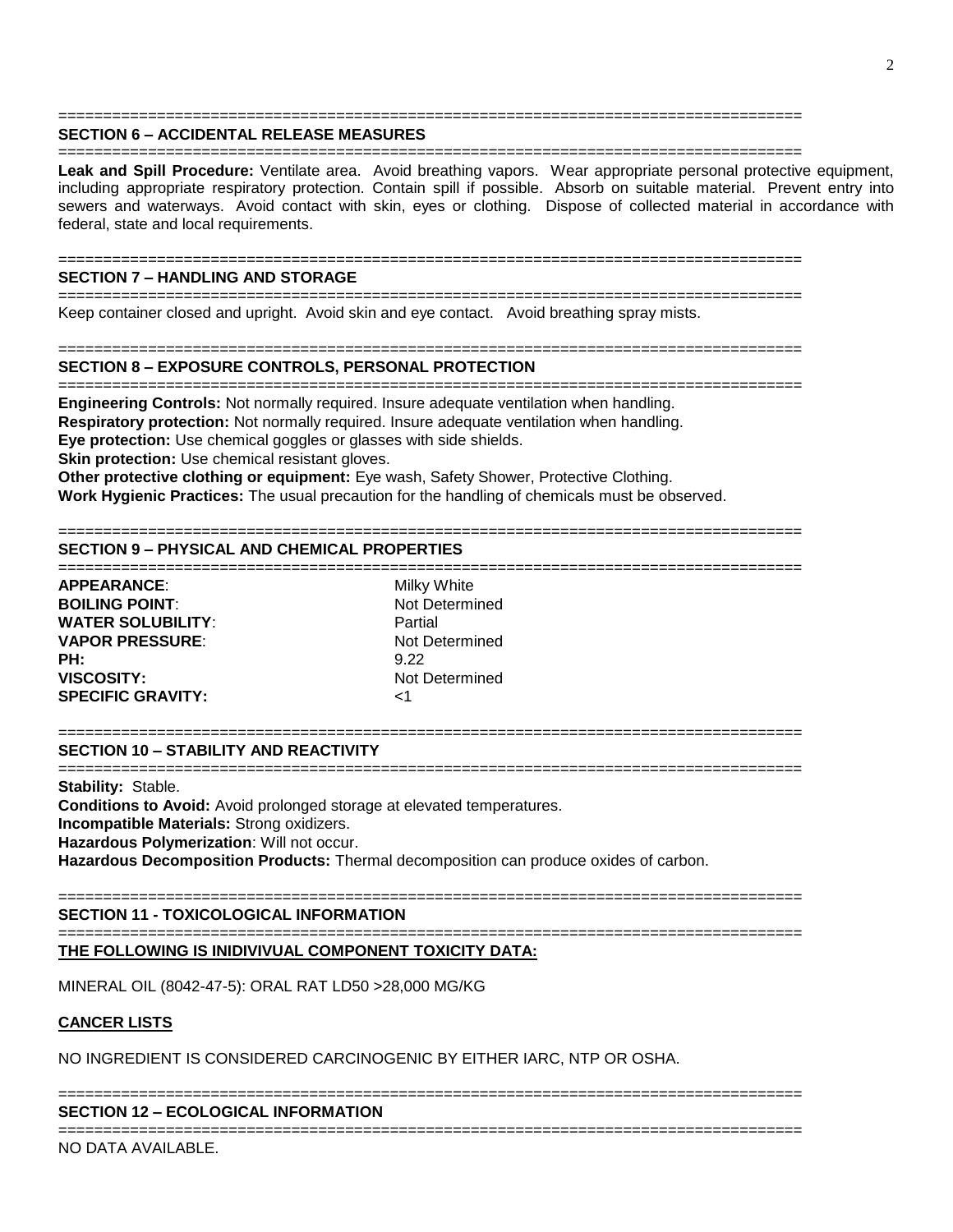## SECTION 6 – ACCIDENTAL RELEASE MEASURES

**Leak and Spill Procedure:** Ventilate area. Avoid breathing vapors. Wear appropriate personal protective equipment, including appropriate respiratory protection. Contain spill if possible. Absorb on suitable material. Prevent entry into sewers and waterways. Avoid contact with skin, eyes or clothing. Dispose of collected material in accordance with federal, state and local requirements.

## SECTION 7 – HANDLING AND STORAGE

Keep container closed and upright. Avoid skin and eye contact. Avoid breathing spray mists.

## SECTION 8 – EXPOSURE CONTROLS, PERSONAL PROTECTION

**Engineering Controls:** Not normally required. Insure adequate ventilation when handling.
**Respiratory protection:** Not normally required. Insure adequate ventilation when handling.
**Eye protection:** Use chemical goggles or glasses with side shields.
**Skin protection:** Use chemical resistant gloves.
**Other protective clothing or equipment:** Eye wash, Safety Shower, Protective Clothing.
**Work Hygienic Practices:** The usual precaution for the handling of chemicals must be observed.

## SECTION 9 – PHYSICAL AND CHEMICAL PROPERTIES

| | |
|---|---|
| **APPEARANCE**: | Milky White |
| **BOILING POINT**: | Not Determined |
| **WATER SOLUBILITY**: | Partial |
| **VAPOR PRESSURE**: | Not Determined |
| **PH:** | 9.22 |
| **VISCOSITY:** | Not Determined |
| **SPECIFIC GRAVITY:** | <1 |

## SECTION 10 – STABILITY AND REACTIVITY

**Stability:** Stable.
**Conditions to Avoid:** Avoid prolonged storage at elevated temperatures.
**Incompatible Materials:** Strong oxidizers.
**Hazardous Polymerization**: Will not occur.
**Hazardous Decomposition Products:** Thermal decomposition can produce oxides of carbon.

## SECTION 11 - TOXICOLOGICAL INFORMATION

**THE FOLLOWING IS INIDIVIVUAL COMPONENT TOXICITY DATA:**

MINERAL OIL (8042-47-5): ORAL RAT LD50 >28,000 MG/KG

**CANCER LISTS**

NO INGREDIENT IS CONSIDERED CARCINOGENIC BY EITHER IARC, NTP OR OSHA.

## SECTION 12 – ECOLOGICAL INFORMATION

NO DATA AVAILABLE.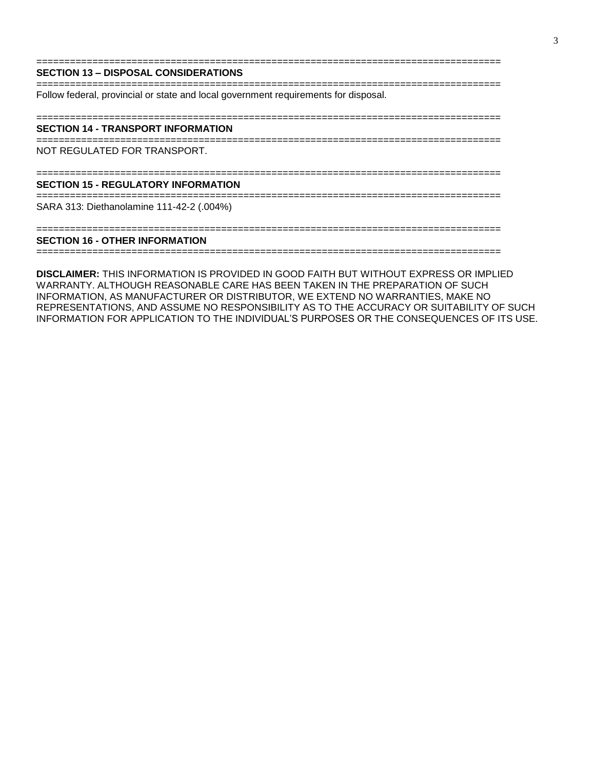## SECTION 13 – DISPOSAL CONSIDERATIONS

Follow federal, provincial or state and local government requirements for disposal.

## SECTION 14 - TRANSPORT INFORMATION

NOT REGULATED FOR TRANSPORT.

## SECTION 15 - REGULATORY INFORMATION

SARA 313: Diethanolamine 111-42-2 (.004%)

## SECTION 16 - OTHER INFORMATION

**DISCLAIMER:** THIS INFORMATION IS PROVIDED IN GOOD FAITH BUT WITHOUT EXPRESS OR IMPLIED WARRANTY. ALTHOUGH REASONABLE CARE HAS BEEN TAKEN IN THE PREPARATION OF SUCH INFORMATION, AS MANUFACTURER OR DISTRIBUTOR, WE EXTEND NO WARRANTIES, MAKE NO REPRESENTATIONS, AND ASSUME NO RESPONSIBILITY AS TO THE ACCURACY OR SUITABILITY OF SUCH INFORMATION FOR APPLICATION TO THE INDIVIDUAL'S PURPOSES OR THE CONSEQUENCES OF ITS USE.